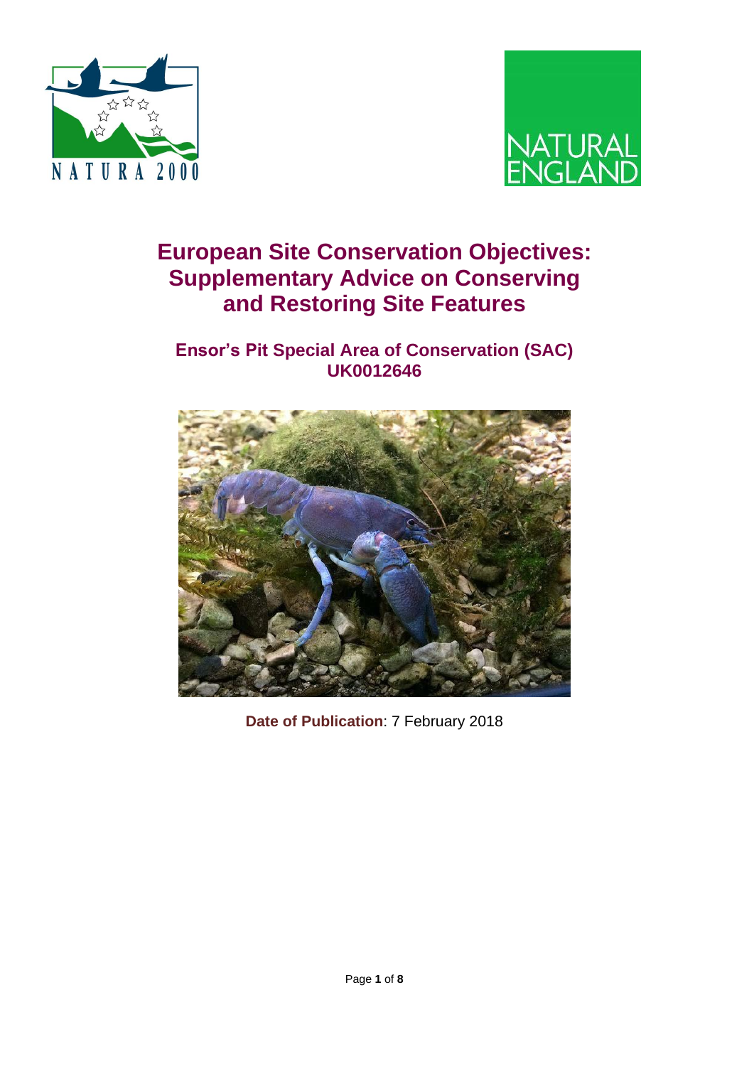# European Site Conservation Objectives: Supplementary Advice on Conserving and Restoring Site Features

## Ensor's Pit Special Area of Conservation (SAC) UK0012646

**Date of Publication**: 7 February 2018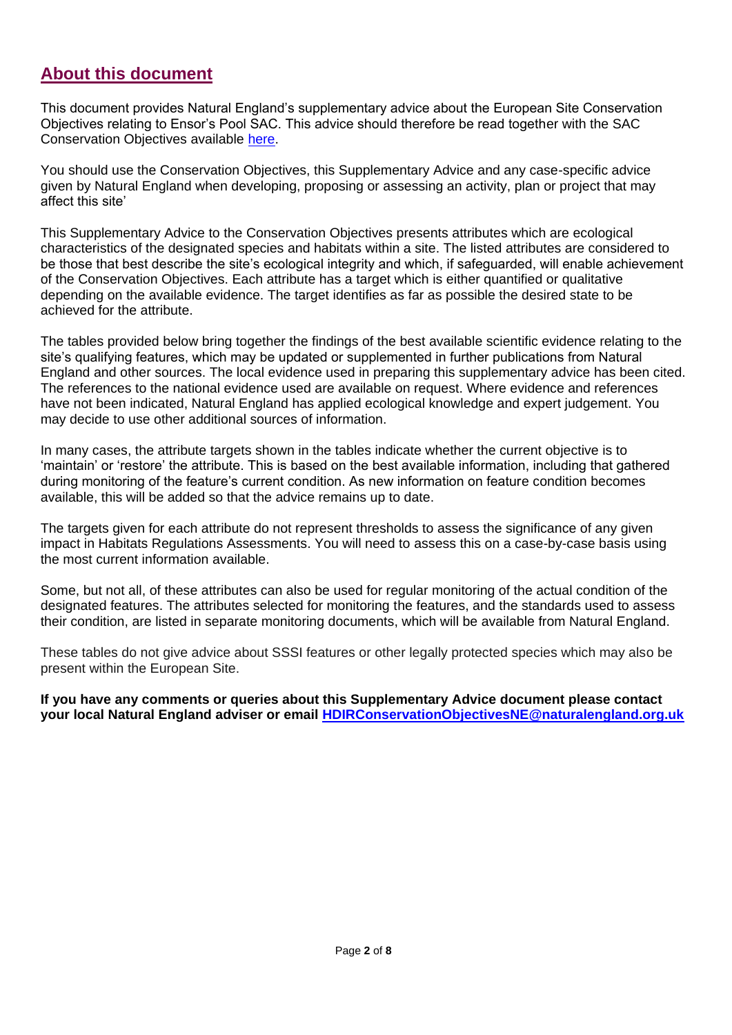## About this document

This document provides Natural England's supplementary advice about the European Site Conservation Objectives relating to Ensor's Pool SAC. This advice should therefore be read together with the SAC Conservation Objectives available here.

You should use the Conservation Objectives, this Supplementary Advice and any case-specific advice given by Natural England when developing, proposing or assessing an activity, plan or project that may affect this site'

This Supplementary Advice to the Conservation Objectives presents attributes which are ecological characteristics of the designated species and habitats within a site. The listed attributes are considered to be those that best describe the site's ecological integrity and which, if safeguarded, will enable achievement of the Conservation Objectives. Each attribute has a target which is either quantified or qualitative depending on the available evidence. The target identifies as far as possible the desired state to be achieved for the attribute.

The tables provided below bring together the findings of the best available scientific evidence relating to the site's qualifying features, which may be updated or supplemented in further publications from Natural England and other sources. The local evidence used in preparing this supplementary advice has been cited. The references to the national evidence used are available on request. Where evidence and references have not been indicated, Natural England has applied ecological knowledge and expert judgement. You may decide to use other additional sources of information.

In many cases, the attribute targets shown in the tables indicate whether the current objective is to 'maintain' or 'restore' the attribute. This is based on the best available information, including that gathered during monitoring of the feature's current condition. As new information on feature condition becomes available, this will be added so that the advice remains up to date.

The targets given for each attribute do not represent thresholds to assess the significance of any given impact in Habitats Regulations Assessments. You will need to assess this on a case-by-case basis using the most current information available.

Some, but not all, of these attributes can also be used for regular monitoring of the actual condition of the designated features. The attributes selected for monitoring the features, and the standards used to assess their condition, are listed in separate monitoring documents, which will be available from Natural England.

These tables do not give advice about SSSI features or other legally protected species which may also be present within the European Site.

**If you have any comments or queries about this Supplementary Advice document please contact your local Natural England adviser or email HDIRConservationObjectivesNE@naturalengland.org.uk**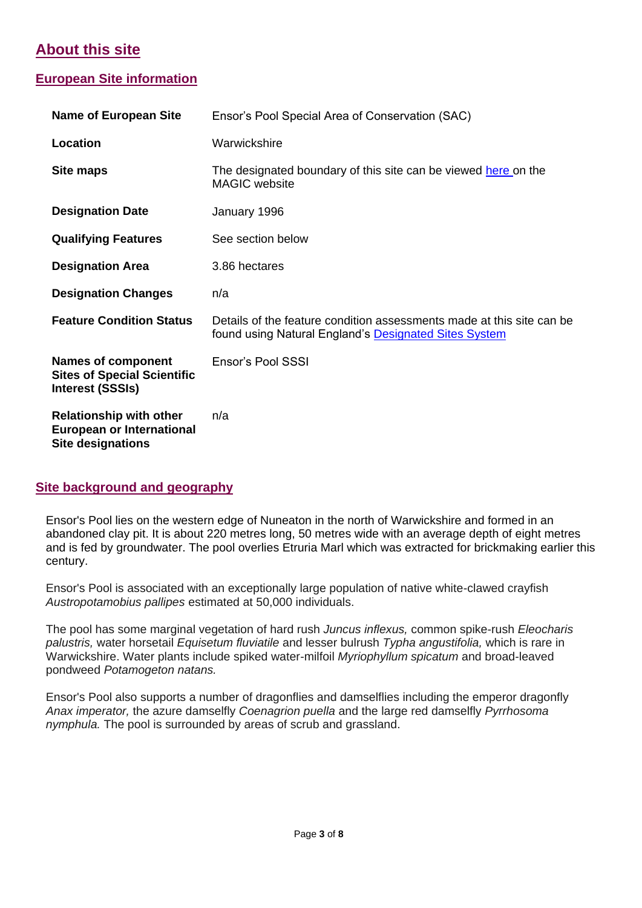## About this site

### European Site information

| | |
|---|---|
| **Name of European Site** | Ensor's Pool Special Area of Conservation (SAC) |
| **Location** | Warwickshire |
| **Site maps** | The designated boundary of this site can be viewed here on the MAGIC website |
| **Designation Date** | January 1996 |
| **Qualifying Features** | See section below |
| **Designation Area** | 3.86 hectares |
| **Designation Changes** | n/a |
| **Feature Condition Status** | Details of the feature condition assessments made at this site can be found using Natural England's Designated Sites System |
| **Names of component Sites of Special Scientific Interest (SSSIs)** | Ensor's Pool SSSI |
| **Relationship with other European or International Site designations** | n/a |

### Site background and geography

Ensor's Pool lies on the western edge of Nuneaton in the north of Warwickshire and formed in an abandoned clay pit. It is about 220 metres long, 50 metres wide with an average depth of eight metres and is fed by groundwater. The pool overlies Etruria Marl which was extracted for brickmaking earlier this century.

Ensor's Pool is associated with an exceptionally large population of native white-clawed crayfish *Austropotamobius pallipes* estimated at 50,000 individuals.

The pool has some marginal vegetation of hard rush *Juncus inflexus,* common spike-rush *Eleocharis palustris,* water horsetail *Equisetum fluviatile* and lesser bulrush *Typha angustifolia,* which is rare in Warwickshire. Water plants include spiked water-milfoil *Myriophyllum spicatum* and broad-leaved pondweed *Potamogeton natans.*

Ensor's Pool also supports a number of dragonflies and damselflies including the emperor dragonfly *Anax imperator,* the azure damselfly *Coenagrion puella* and the large red damselfly *Pyrrhosoma nymphula.* The pool is surrounded by areas of scrub and grassland.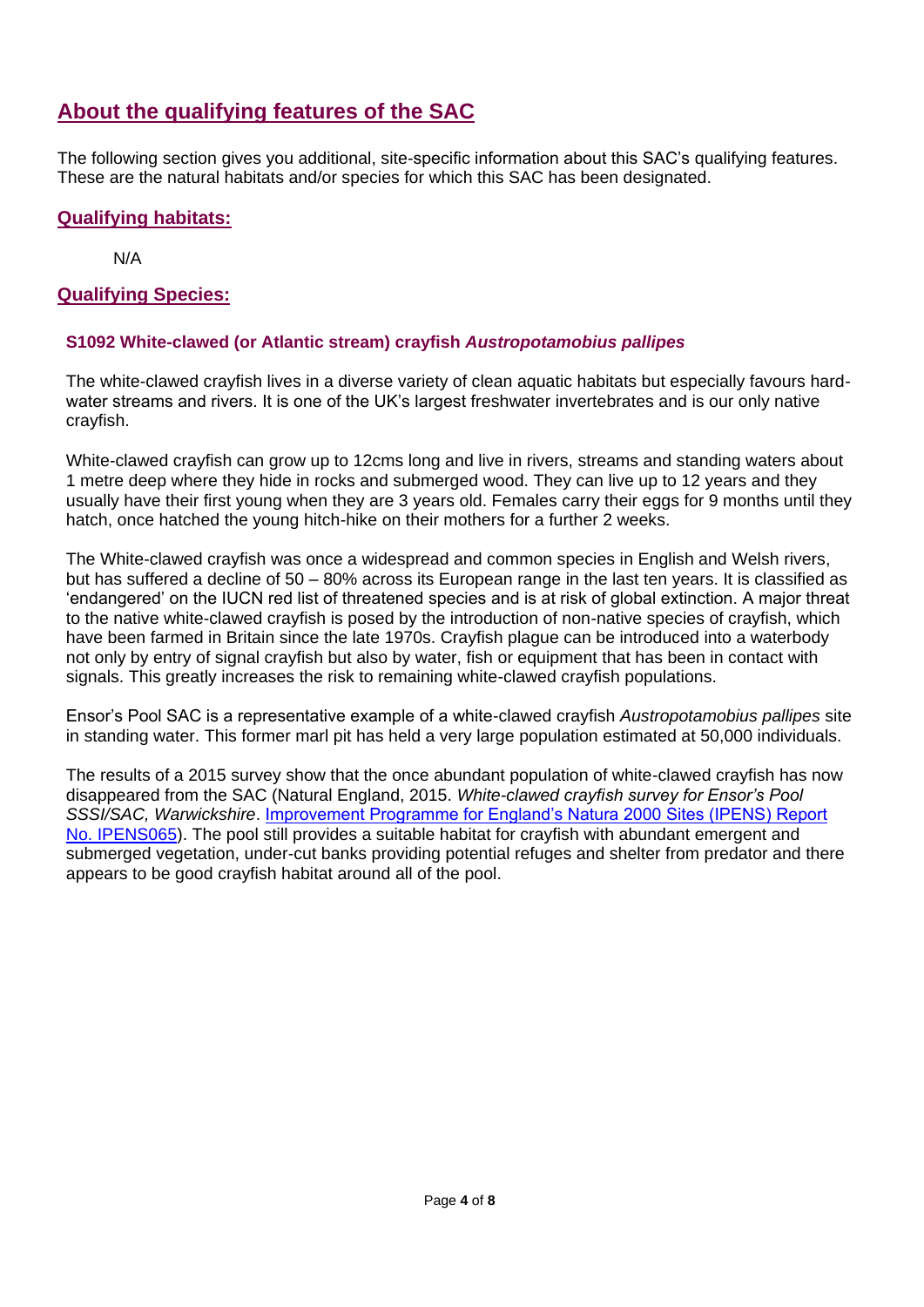## About the qualifying features of the SAC

The following section gives you additional, site-specific information about this SAC's qualifying features. These are the natural habitats and/or species for which this SAC has been designated.

### Qualifying habitats:

N/A

### Qualifying Species:

#### S1092 White-clawed (or Atlantic stream) crayfish *Austropotamobius pallipes*

The white-clawed crayfish lives in a diverse variety of clean aquatic habitats but especially favours hard-water streams and rivers. It is one of the UK's largest freshwater invertebrates and is our only native crayfish.

White-clawed crayfish can grow up to 12cms long and live in rivers, streams and standing waters about 1 metre deep where they hide in rocks and submerged wood. They can live up to 12 years and they usually have their first young when they are 3 years old. Females carry their eggs for 9 months until they hatch, once hatched the young hitch-hike on their mothers for a further 2 weeks.

The White-clawed crayfish was once a widespread and common species in English and Welsh rivers, but has suffered a decline of 50 – 80% across its European range in the last ten years. It is classified as 'endangered' on the IUCN red list of threatened species and is at risk of global extinction. A major threat to the native white-clawed crayfish is posed by the introduction of non-native species of crayfish, which have been farmed in Britain since the late 1970s. Crayfish plague can be introduced into a waterbody not only by entry of signal crayfish but also by water, fish or equipment that has been in contact with signals. This greatly increases the risk to remaining white-clawed crayfish populations.

Ensor's Pool SAC is a representative example of a white-clawed crayfish *Austropotamobius pallipes* site in standing water. This former marl pit has held a very large population estimated at 50,000 individuals.

The results of a 2015 survey show that the once abundant population of white-clawed crayfish has now disappeared from the SAC (Natural England, 2015. *White-clawed crayfish survey for Ensor's Pool SSSI/SAC, Warwickshire*. Improvement Programme for England's Natura 2000 Sites (IPENS) Report No. IPENS065). The pool still provides a suitable habitat for crayfish with abundant emergent and submerged vegetation, under-cut banks providing potential refuges and shelter from predator and there appears to be good crayfish habitat around all of the pool.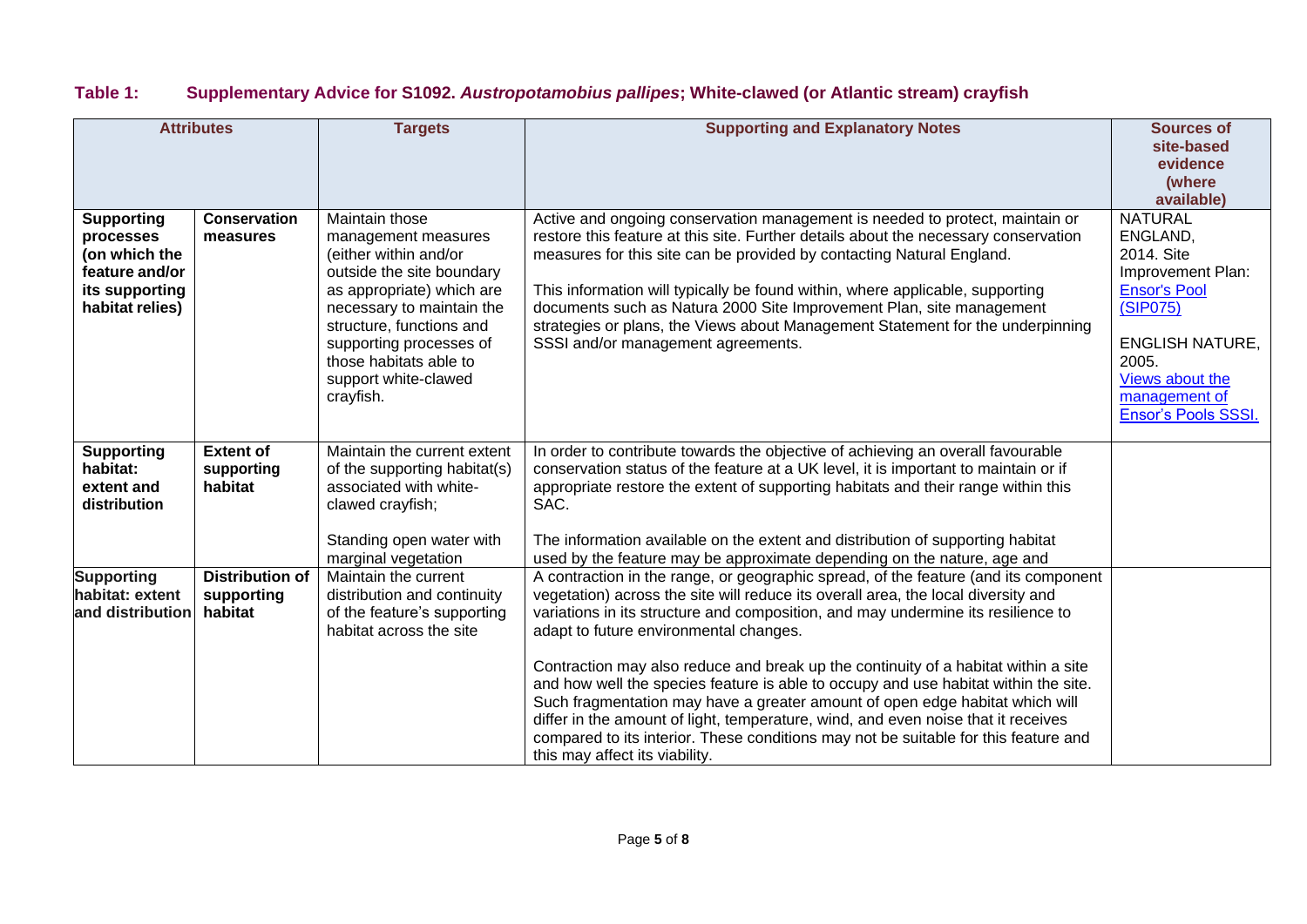## Table 1: Supplementary Advice for S1092. *Austropotamobius pallipes*; White-clawed (or Atlantic stream) crayfish

| Attributes | | Targets | Supporting and Explanatory Notes | Sources of site-based evidence (where available) |
|---|---|---|---|---|
| **Supporting processes (on which the feature and/or its supporting habitat relies)** | **Conservation measures** | Maintain those management measures (either within and/or outside the site boundary as appropriate) which are necessary to maintain the structure, functions and supporting processes of those habitats able to support white-clawed crayfish. | Active and ongoing conservation management is needed to protect, maintain or restore this feature at this site. Further details about the necessary conservation measures for this site can be provided by contacting Natural England.<br><br>This information will typically be found within, where applicable, supporting documents such as Natura 2000 Site Improvement Plan, site management strategies or plans, the Views about Management Statement for the underpinning SSSI and/or management agreements. | NATURAL ENGLAND, 2014. Site Improvement Plan: Ensor's Pool (SIP075)<br><br>ENGLISH NATURE, 2005. Views about the management of Ensor's Pools SSSI. |
| **Supporting habitat: extent and distribution** | **Extent of supporting habitat** | Maintain the current extent of the supporting habitat(s) associated with white-clawed crayfish;<br><br>Standing open water with marginal vegetation | In order to contribute towards the objective of achieving an overall favourable conservation status of the feature at a UK level, it is important to maintain or if appropriate restore the extent of supporting habitats and their range within this SAC.<br><br>The information available on the extent and distribution of supporting habitat used by the feature may be approximate depending on the nature, age and | |
| **Supporting habitat: extent and distribution** | **Distribution of supporting habitat** | Maintain the current distribution and continuity of the feature's supporting habitat across the site | A contraction in the range, or geographic spread, of the feature (and its component vegetation) across the site will reduce its overall area, the local diversity and variations in its structure and composition, and may undermine its resilience to adapt to future environmental changes.<br><br>Contraction may also reduce and break up the continuity of a habitat within a site and how well the species feature is able to occupy and use habitat within the site. Such fragmentation may have a greater amount of open edge habitat which will differ in the amount of light, temperature, wind, and even noise that it receives compared to its interior. These conditions may not be suitable for this feature and this may affect its viability. | |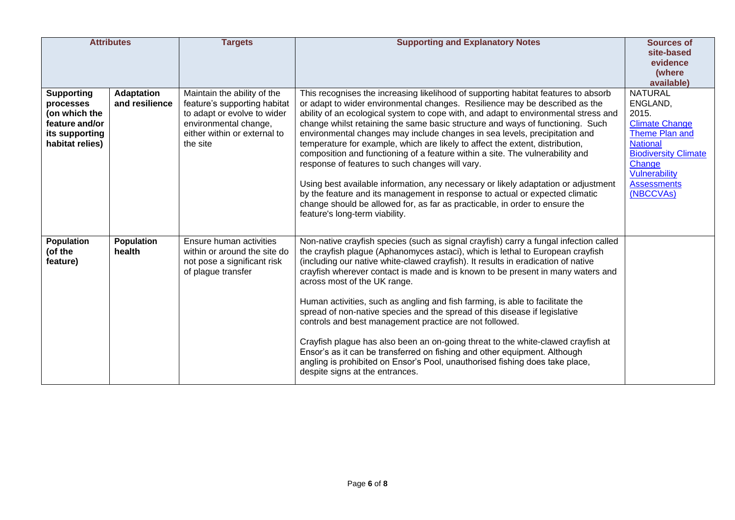| Attributes | | Targets | Supporting and Explanatory Notes | Sources of site-based evidence (where available) |
|---|---|---|---|---|
| **Supporting processes (on which the feature and/or its supporting habitat relies)** | **Adaptation and resilience** | Maintain the ability of the feature's supporting habitat to adapt or evolve to wider environmental change, either within or external to the site | This recognises the increasing likelihood of supporting habitat features to absorb or adapt to wider environmental changes. Resilience may be described as the ability of an ecological system to cope with, and adapt to environmental stress and change whilst retaining the same basic structure and ways of functioning. Such environmental changes may include changes in sea levels, precipitation and temperature for example, which are likely to affect the extent, distribution, composition and functioning of a feature within a site. The vulnerability and response of features to such changes will vary.<br><br>Using best available information, any necessary or likely adaptation or adjustment by the feature and its management in response to actual or expected climatic change should be allowed for, as far as practicable, in order to ensure the feature's long-term viability. | NATURAL ENGLAND, 2015. Climate Change Theme Plan and National Biodiversity Climate Change Vulnerability Assessments (NBCCVAs) |
| **Population (of the feature)** | **Population health** | Ensure human activities within or around the site do not pose a significant risk of plague transfer | Non-native crayfish species (such as signal crayfish) carry a fungal infection called the crayfish plague (Aphanomyces astaci), which is lethal to European crayfish (including our native white-clawed crayfish). It results in eradication of native crayfish wherever contact is made and is known to be present in many waters and across most of the UK range.<br><br>Human activities, such as angling and fish farming, is able to facilitate the spread of non-native species and the spread of this disease if legislative controls and best management practice are not followed.<br><br>Crayfish plague has also been an on-going threat to the white-clawed crayfish at Ensor's as it can be transferred on fishing and other equipment. Although angling is prohibited on Ensor's Pool, unauthorised fishing does take place, despite signs at the entrances. | |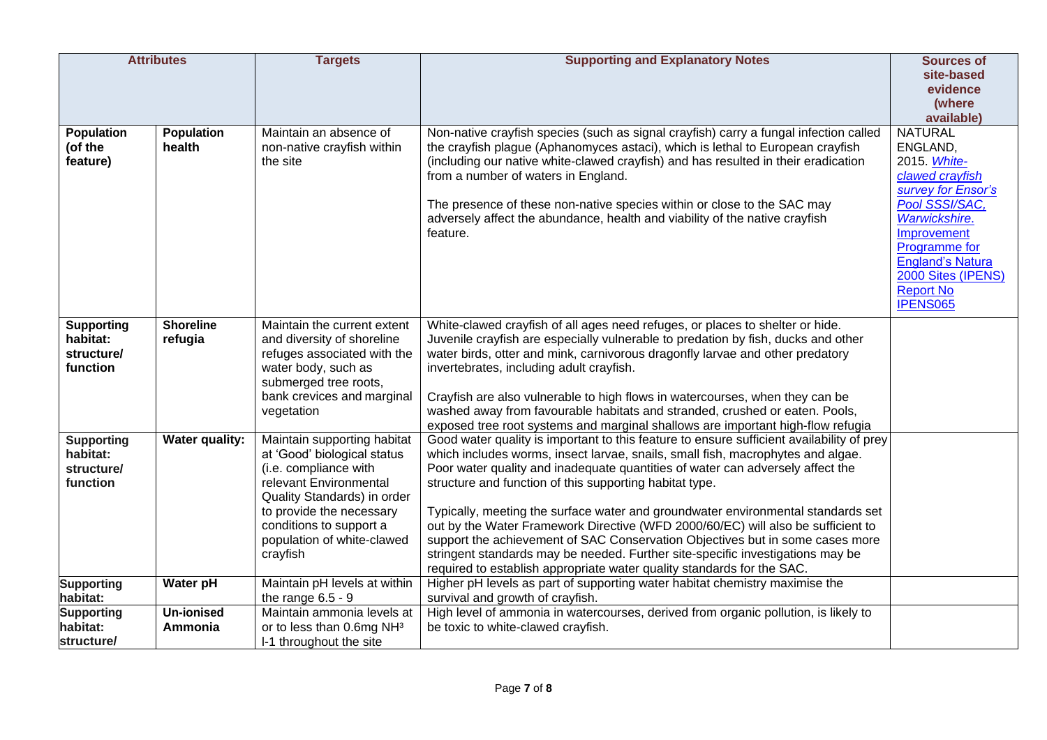| Attributes | | Targets | Supporting and Explanatory Notes | Sources of site-based evidence (where available) |
|---|---|---|---|---|
| **Population (of the feature)** | **Population health** | Maintain an absence of non-native crayfish within the site | Non-native crayfish species (such as signal crayfish) carry a fungal infection called the crayfish plague (Aphanomyces astaci), which is lethal to European crayfish (including our native white-clawed crayfish) and has resulted in their eradication from a number of waters in England.<br><br>The presence of these non-native species within or close to the SAC may adversely affect the abundance, health and viability of the native crayfish feature. | NATURAL ENGLAND, 2015. *White-clawed crayfish survey for Ensor's Pool SSSI/SAC, Warwickshire*. Improvement Programme for England's Natura 2000 Sites (IPENS) Report No IPENS065 |
| **Supporting habitat: structure/ function** | **Shoreline refugia** | Maintain the current extent and diversity of shoreline refuges associated with the water body, such as submerged tree roots, bank crevices and marginal vegetation | White-clawed crayfish of all ages need refuges, or places to shelter or hide. Juvenile crayfish are especially vulnerable to predation by fish, ducks and other water birds, otter and mink, carnivorous dragonfly larvae and other predatory invertebrates, including adult crayfish.<br><br>Crayfish are also vulnerable to high flows in watercourses, when they can be washed away from favourable habitats and stranded, crushed or eaten. Pools, exposed tree root systems and marginal shallows are important high-flow refugia | |
| **Supporting habitat: structure/ function** | **Water quality:** | Maintain supporting habitat at 'Good' biological status (i.e. compliance with relevant Environmental Quality Standards) in order to provide the necessary conditions to support a population of white-clawed crayfish | Good water quality is important to this feature to ensure sufficient availability of prey which includes worms, insect larvae, snails, small fish, macrophytes and algae. Poor water quality and inadequate quantities of water can adversely affect the structure and function of this supporting habitat type.<br><br>Typically, meeting the surface water and groundwater environmental standards set out by the Water Framework Directive (WFD 2000/60/EC) will also be sufficient to support the achievement of SAC Conservation Objectives but in some cases more stringent standards may be needed. Further site-specific investigations may be required to establish appropriate water quality standards for the SAC. | |
| **Supporting habitat:** | **Water pH** | Maintain pH levels at within the range 6.5 - 9 | Higher pH levels as part of supporting water habitat chemistry maximise the survival and growth of crayfish. | |
| **Supporting habitat: structure/** | **Un-ionised Ammonia** | Maintain ammonia levels at or to less than 0.6mg $NH^3$ l-1 throughout the site | High level of ammonia in watercourses, derived from organic pollution, is likely to be toxic to white-clawed crayfish. | |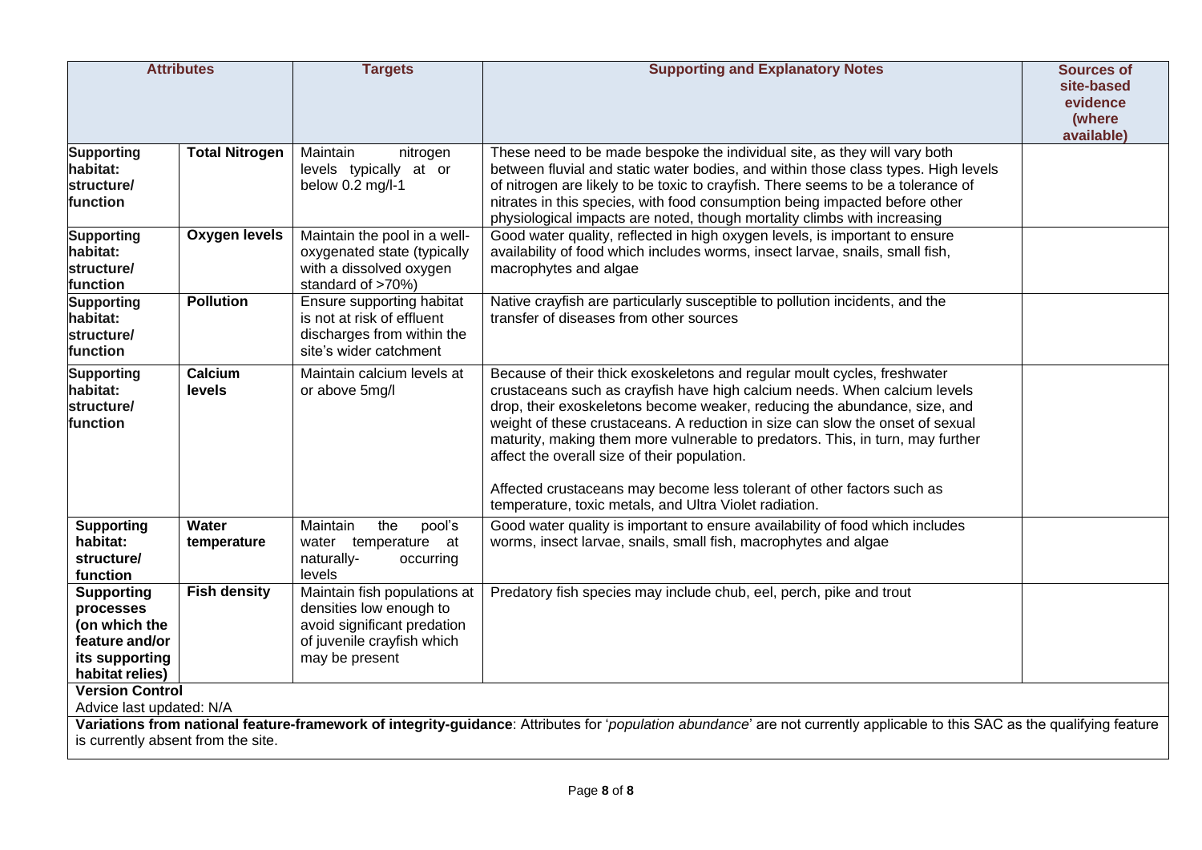| Attributes | | Targets | Supporting and Explanatory Notes | Sources of site-based evidence (where available) |
|---|---|---|---|---|
| **Supporting habitat: structure/ function** | **Total Nitrogen** | Maintain nitrogen levels typically at or below 0.2 mg/l-1 | These need to be made bespoke the individual site, as they will vary both between fluvial and static water bodies, and within those class types. High levels of nitrogen are likely to be toxic to crayfish. There seems to be a tolerance of nitrates in this species, with food consumption being impacted before other physiological impacts are noted, though mortality climbs with increasing | |
| **Supporting habitat: structure/ function** | **Oxygen levels** | Maintain the pool in a well-oxygenated state (typically with a dissolved oxygen standard of >70%) | Good water quality, reflected in high oxygen levels, is important to ensure availability of food which includes worms, insect larvae, snails, small fish, macrophytes and algae | |
| **Supporting habitat: structure/ function** | **Pollution** | Ensure supporting habitat is not at risk of effluent discharges from within the site's wider catchment | Native crayfish are particularly susceptible to pollution incidents, and the transfer of diseases from other sources | |
| **Supporting habitat: structure/ function** | **Calcium levels** | Maintain calcium levels at or above 5mg/l | Because of their thick exoskeletons and regular moult cycles, freshwater crustaceans such as crayfish have high calcium needs. When calcium levels drop, their exoskeletons become weaker, reducing the abundance, size, and weight of these crustaceans. A reduction in size can slow the onset of sexual maturity, making them more vulnerable to predators. This, in turn, may further affect the overall size of their population.<br><br>Affected crustaceans may become less tolerant of other factors such as temperature, toxic metals, and Ultra Violet radiation. | |
| **Supporting habitat: structure/ function** | **Water temperature** | Maintain the pool's water temperature at naturally- occurring levels | Good water quality is important to ensure availability of food which includes worms, insect larvae, snails, small fish, macrophytes and algae | |
| **Supporting processes (on which the feature and/or its supporting habitat relies)** | **Fish density** | Maintain fish populations at densities low enough to avoid significant predation of juvenile crayfish which may be present | Predatory fish species may include chub, eel, perch, pike and trout | |

**Version Control**

Advice last updated: N/A

**Variations from national feature-framework of integrity-guidance**: Attributes for '*population abundance*' are not currently applicable to this SAC as the qualifying feature is currently absent from the site.